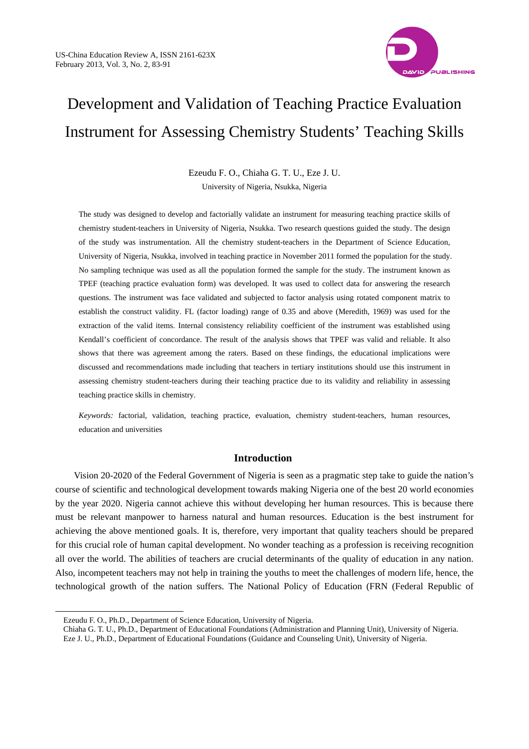# Development and Validation of Teaching Practice Evaluation Instrument for Assessing Chemistry Students' Teaching Skills

Ezeudu F. O., Chiaha G. T. U., Eze J. U.

University of Nigeria, Nsukka, Nigeria

The study was designed to develop and factorially validate an instrument for measuring teaching practice skills of chemistry student-teachers in University of Nigeria, Nsukka. Two research questions guided the study. The design of the study was instrumentation. All the chemistry student-teachers in the Department of Science Education, University of Nigeria, Nsukka, involved in teaching practice in November 2011 formed the population for the study. No sampling technique was used as all the population formed the sample for the study. The instrument known as TPEF (teaching practice evaluation form) was developed. It was used to collect data for answering the research questions. The instrument was face validated and subjected to factor analysis using rotated component matrix to establish the construct validity. FL (factor loading) range of 0.35 and above (Meredith, 1969) was used for the extraction of the valid items. Internal consistency reliability coefficient of the instrument was established using Kendall's coefficient of concordance. The result of the analysis shows that TPEF was valid and reliable. It also shows that there was agreement among the raters. Based on these findings, the educational implications were discussed and recommendations made including that teachers in tertiary institutions should use this instrument in assessing chemistry student-teachers during their teaching practice due to its validity and reliability in assessing teaching practice skills in chemistry.

*Keywords:* factorial, validation, teaching practice, evaluation, chemistry student-teachers, human resources, education and universities

## Introduction

Vision 20-2020 of the Federal Government of Nigeria is seen as a pragmatic step take to guide the nation's course of scientific and technological development towards making Nigeria one of the best 20 world economies by the year 2020. Nigeria cannot achieve this without developing her human resources. This is because there must be relevant manpower to harness natural and human resources. Education is the best instrument for achieving the above mentioned goals. It is, therefore, very important that quality teachers should be prepared for this crucial role of human capital development. No wonder teaching as a profession is receiving recognition all over the world. The abilities of teachers are crucial determinants of the quality of education in any nation. Also, incompetent teachers may not help in training the youths to meet the challenges of modern life, hence, the technological growth of the nation suffers. The National Policy of Education (FRN (Federal Republic of

---

Ezeudu F. O., Ph.D., Department of Science Education, University of Nigeria.

Chiaha G. T. U., Ph.D., Department of Educational Foundations (Administration and Planning Unit), University of Nigeria.

Eze J. U., Ph.D., Department of Educational Foundations (Guidance and Counseling Unit), University of Nigeria.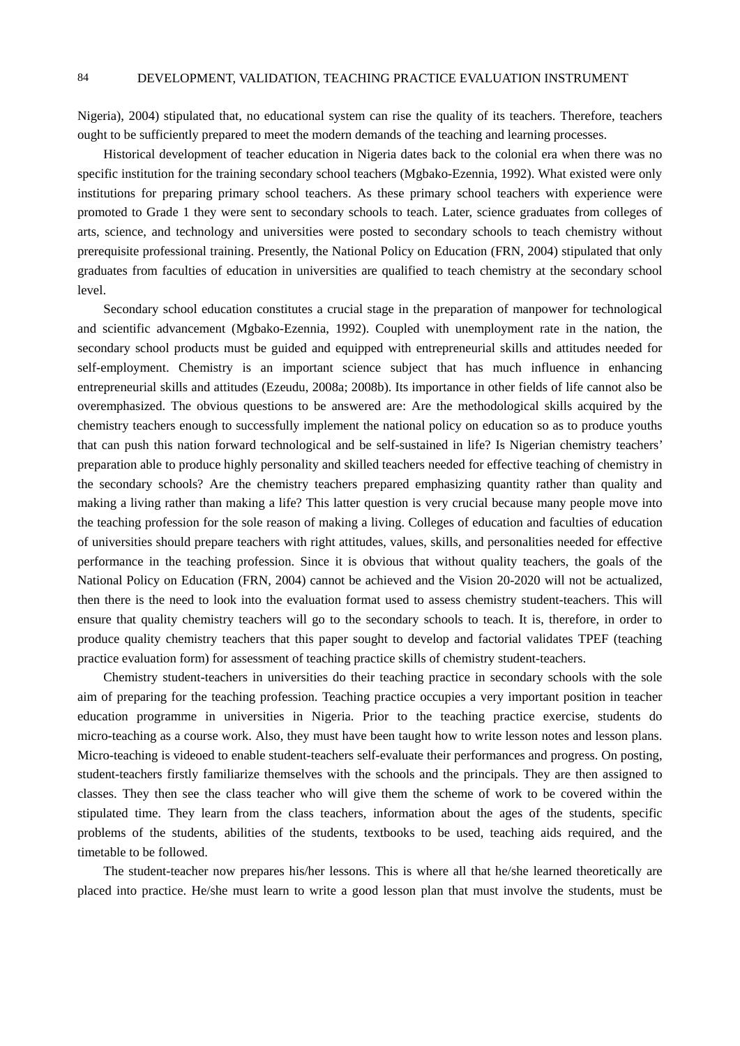Nigeria), 2004) stipulated that, no educational system can rise the quality of its teachers. Therefore, teachers ought to be sufficiently prepared to meet the modern demands of the teaching and learning processes.

Historical development of teacher education in Nigeria dates back to the colonial era when there was no specific institution for the training secondary school teachers (Mgbako-Ezennia, 1992). What existed were only institutions for preparing primary school teachers. As these primary school teachers with experience were promoted to Grade 1 they were sent to secondary schools to teach. Later, science graduates from colleges of arts, science, and technology and universities were posted to secondary schools to teach chemistry without prerequisite professional training. Presently, the National Policy on Education (FRN, 2004) stipulated that only graduates from faculties of education in universities are qualified to teach chemistry at the secondary school level.

Secondary school education constitutes a crucial stage in the preparation of manpower for technological and scientific advancement (Mgbako-Ezennia, 1992). Coupled with unemployment rate in the nation, the secondary school products must be guided and equipped with entrepreneurial skills and attitudes needed for self-employment. Chemistry is an important science subject that has much influence in enhancing entrepreneurial skills and attitudes (Ezeudu, 2008a; 2008b). Its importance in other fields of life cannot also be overemphasized. The obvious questions to be answered are: Are the methodological skills acquired by the chemistry teachers enough to successfully implement the national policy on education so as to produce youths that can push this nation forward technological and be self-sustained in life? Is Nigerian chemistry teachers' preparation able to produce highly personality and skilled teachers needed for effective teaching of chemistry in the secondary schools? Are the chemistry teachers prepared emphasizing quantity rather than quality and making a living rather than making a life? This latter question is very crucial because many people move into the teaching profession for the sole reason of making a living. Colleges of education and faculties of education of universities should prepare teachers with right attitudes, values, skills, and personalities needed for effective performance in the teaching profession. Since it is obvious that without quality teachers, the goals of the National Policy on Education (FRN, 2004) cannot be achieved and the Vision 20-2020 will not be actualized, then there is the need to look into the evaluation format used to assess chemistry student-teachers. This will ensure that quality chemistry teachers will go to the secondary schools to teach. It is, therefore, in order to produce quality chemistry teachers that this paper sought to develop and factorial validates TPEF (teaching practice evaluation form) for assessment of teaching practice skills of chemistry student-teachers.

Chemistry student-teachers in universities do their teaching practice in secondary schools with the sole aim of preparing for the teaching profession. Teaching practice occupies a very important position in teacher education programme in universities in Nigeria. Prior to the teaching practice exercise, students do micro-teaching as a course work. Also, they must have been taught how to write lesson notes and lesson plans. Micro-teaching is videoed to enable student-teachers self-evaluate their performances and progress. On posting, student-teachers firstly familiarize themselves with the schools and the principals. They are then assigned to classes. They then see the class teacher who will give them the scheme of work to be covered within the stipulated time. They learn from the class teachers, information about the ages of the students, specific problems of the students, abilities of the students, textbooks to be used, teaching aids required, and the timetable to be followed.

The student-teacher now prepares his/her lessons. This is where all that he/she learned theoretically are placed into practice. He/she must learn to write a good lesson plan that must involve the students, must be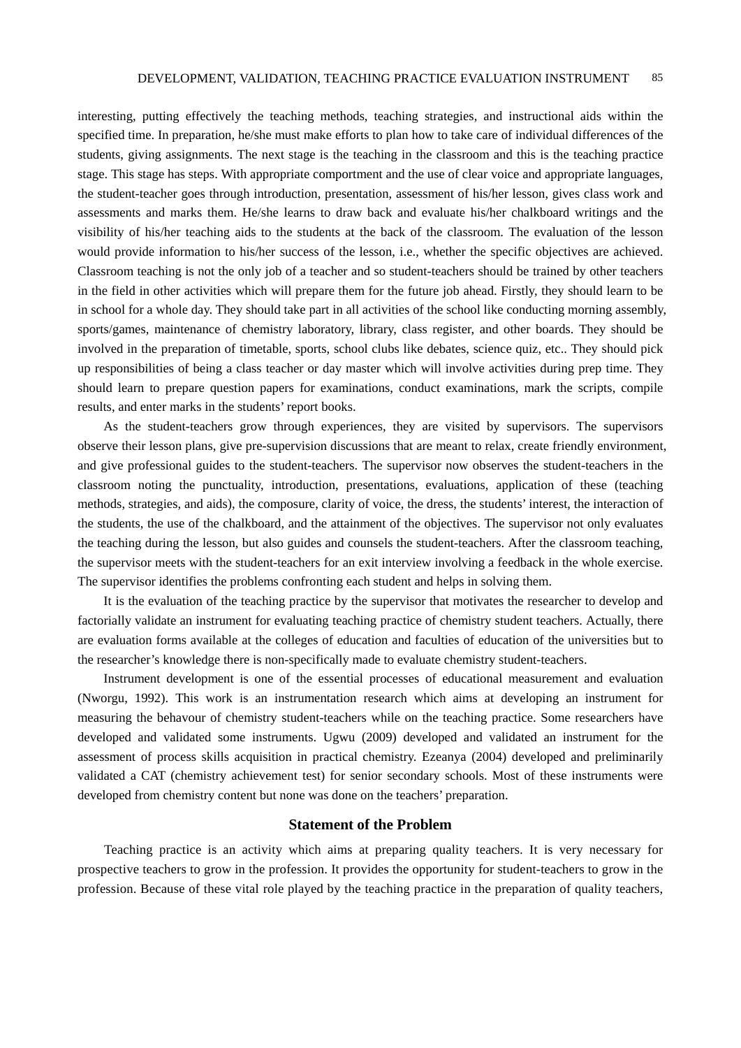interesting, putting effectively the teaching methods, teaching strategies, and instructional aids within the specified time. In preparation, he/she must make efforts to plan how to take care of individual differences of the students, giving assignments. The next stage is the teaching in the classroom and this is the teaching practice stage. This stage has steps. With appropriate comportment and the use of clear voice and appropriate languages, the student-teacher goes through introduction, presentation, assessment of his/her lesson, gives class work and assessments and marks them. He/she learns to draw back and evaluate his/her chalkboard writings and the visibility of his/her teaching aids to the students at the back of the classroom. The evaluation of the lesson would provide information to his/her success of the lesson, i.e., whether the specific objectives are achieved. Classroom teaching is not the only job of a teacher and so student-teachers should be trained by other teachers in the field in other activities which will prepare them for the future job ahead. Firstly, they should learn to be in school for a whole day. They should take part in all activities of the school like conducting morning assembly, sports/games, maintenance of chemistry laboratory, library, class register, and other boards. They should be involved in the preparation of timetable, sports, school clubs like debates, science quiz, etc.. They should pick up responsibilities of being a class teacher or day master which will involve activities during prep time. They should learn to prepare question papers for examinations, conduct examinations, mark the scripts, compile results, and enter marks in the students' report books.

As the student-teachers grow through experiences, they are visited by supervisors. The supervisors observe their lesson plans, give pre-supervision discussions that are meant to relax, create friendly environment, and give professional guides to the student-teachers. The supervisor now observes the student-teachers in the classroom noting the punctuality, introduction, presentations, evaluations, application of these (teaching methods, strategies, and aids), the composure, clarity of voice, the dress, the students' interest, the interaction of the students, the use of the chalkboard, and the attainment of the objectives. The supervisor not only evaluates the teaching during the lesson, but also guides and counsels the student-teachers. After the classroom teaching, the supervisor meets with the student-teachers for an exit interview involving a feedback in the whole exercise. The supervisor identifies the problems confronting each student and helps in solving them.

It is the evaluation of the teaching practice by the supervisor that motivates the researcher to develop and factorially validate an instrument for evaluating teaching practice of chemistry student teachers. Actually, there are evaluation forms available at the colleges of education and faculties of education of the universities but to the researcher's knowledge there is non-specifically made to evaluate chemistry student-teachers.

Instrument development is one of the essential processes of educational measurement and evaluation (Nworgu, 1992). This work is an instrumentation research which aims at developing an instrument for measuring the behavour of chemistry student-teachers while on the teaching practice. Some researchers have developed and validated some instruments. Ugwu (2009) developed and validated an instrument for the assessment of process skills acquisition in practical chemistry. Ezeanya (2004) developed and preliminarily validated a CAT (chemistry achievement test) for senior secondary schools. Most of these instruments were developed from chemistry content but none was done on the teachers' preparation.

## Statement of the Problem

Teaching practice is an activity which aims at preparing quality teachers. It is very necessary for prospective teachers to grow in the profession. It provides the opportunity for student-teachers to grow in the profession. Because of these vital role played by the teaching practice in the preparation of quality teachers,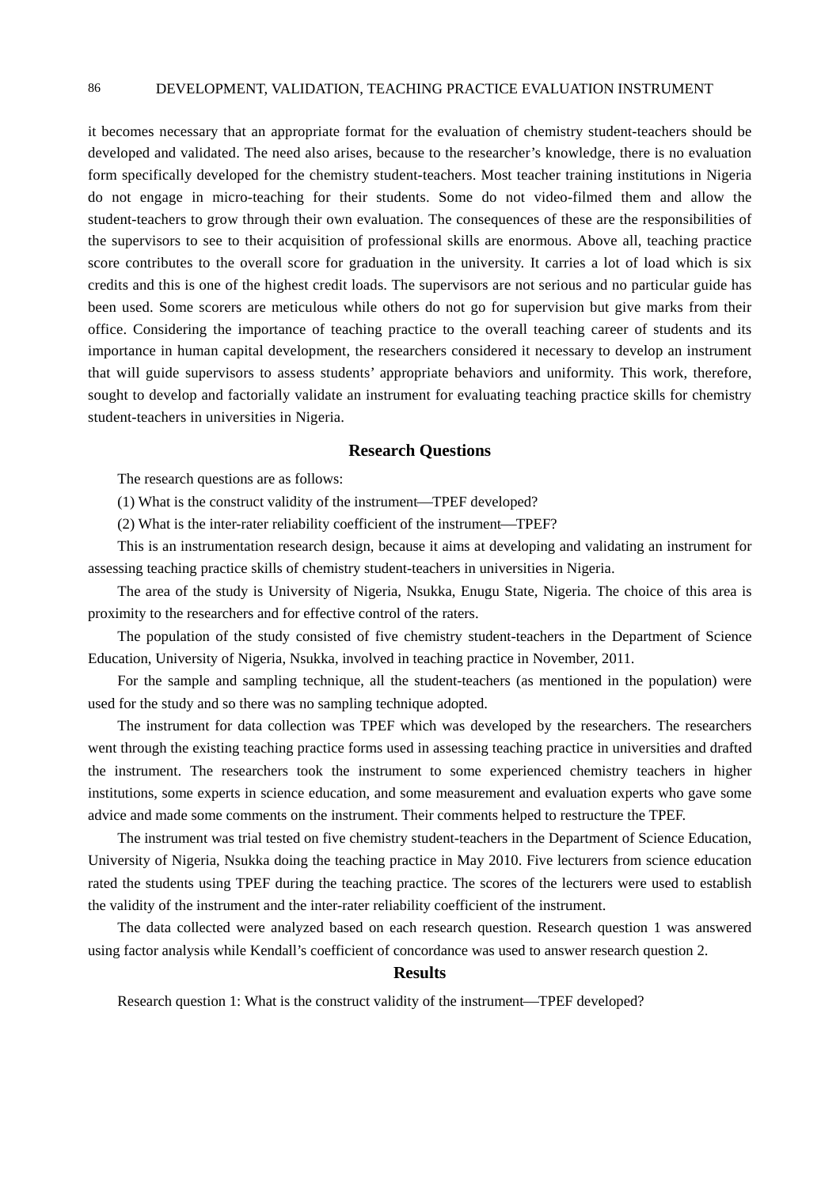it becomes necessary that an appropriate format for the evaluation of chemistry student-teachers should be developed and validated. The need also arises, because to the researcher's knowledge, there is no evaluation form specifically developed for the chemistry student-teachers. Most teacher training institutions in Nigeria do not engage in micro-teaching for their students. Some do not video-filmed them and allow the student-teachers to grow through their own evaluation. The consequences of these are the responsibilities of the supervisors to see to their acquisition of professional skills are enormous. Above all, teaching practice score contributes to the overall score for graduation in the university. It carries a lot of load which is six credits and this is one of the highest credit loads. The supervisors are not serious and no particular guide has been used. Some scorers are meticulous while others do not go for supervision but give marks from their office. Considering the importance of teaching practice to the overall teaching career of students and its importance in human capital development, the researchers considered it necessary to develop an instrument that will guide supervisors to assess students' appropriate behaviors and uniformity. This work, therefore, sought to develop and factorially validate an instrument for evaluating teaching practice skills for chemistry student-teachers in universities in Nigeria.

## Research Questions

The research questions are as follows:

(1) What is the construct validity of the instrument—TPEF developed?

(2) What is the inter-rater reliability coefficient of the instrument—TPEF?

This is an instrumentation research design, because it aims at developing and validating an instrument for assessing teaching practice skills of chemistry student-teachers in universities in Nigeria.

The area of the study is University of Nigeria, Nsukka, Enugu State, Nigeria. The choice of this area is proximity to the researchers and for effective control of the raters.

The population of the study consisted of five chemistry student-teachers in the Department of Science Education, University of Nigeria, Nsukka, involved in teaching practice in November, 2011.

For the sample and sampling technique, all the student-teachers (as mentioned in the population) were used for the study and so there was no sampling technique adopted.

The instrument for data collection was TPEF which was developed by the researchers. The researchers went through the existing teaching practice forms used in assessing teaching practice in universities and drafted the instrument. The researchers took the instrument to some experienced chemistry teachers in higher institutions, some experts in science education, and some measurement and evaluation experts who gave some advice and made some comments on the instrument. Their comments helped to restructure the TPEF.

The instrument was trial tested on five chemistry student-teachers in the Department of Science Education, University of Nigeria, Nsukka doing the teaching practice in May 2010. Five lecturers from science education rated the students using TPEF during the teaching practice. The scores of the lecturers were used to establish the validity of the instrument and the inter-rater reliability coefficient of the instrument.

The data collected were analyzed based on each research question. Research question 1 was answered using factor analysis while Kendall's coefficient of concordance was used to answer research question 2.

## Results

Research question 1: What is the construct validity of the instrument—TPEF developed?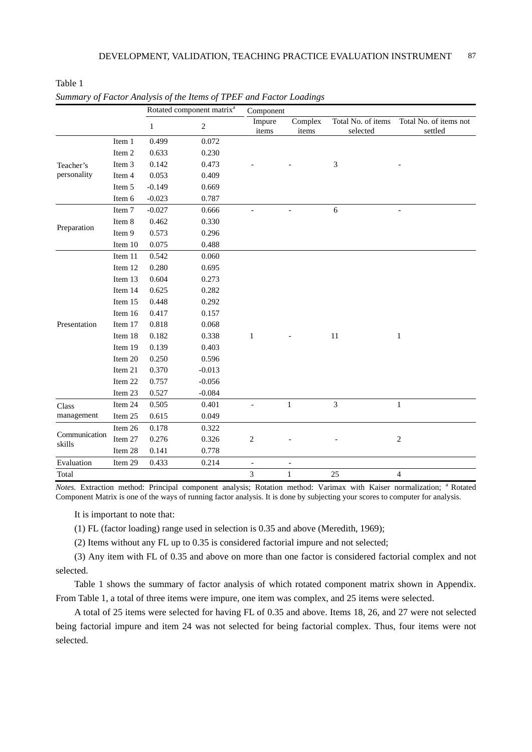Table 1

*Summary of Factor Analysis of the Items of TPEF and Factor Loadings*

| | | Rotated component matrix[a] | | Component | | | |
|---|---|---|---|---|---|---|---|
| | | 1 | 2 | Impure items | Complex items | Total No. of items selected | Total No. of items not settled |
| Teacher's personality | Item 1 | 0.499 | 0.072 | | | | |
| | Item 2 | 0.633 | 0.230 | | | | |
| | Item 3 | 0.142 | 0.473 | - | - | 3 | - |
| | Item 4 | 0.053 | 0.409 | | | | |
| | Item 5 | -0.149 | 0.669 | | | | |
| | Item 6 | -0.023 | 0.787 | | | | |
| Preparation | Item 7 | -0.027 | 0.666 | - | - | 6 | - |
| | Item 8 | 0.462 | 0.330 | | | | |
| | Item 9 | 0.573 | 0.296 | | | | |
| | Item 10 | 0.075 | 0.488 | | | | |
| Presentation | Item 11 | 0.542 | 0.060 | | | | |
| | Item 12 | 0.280 | 0.695 | | | | |
| | Item 13 | 0.604 | 0.273 | | | | |
| | Item 14 | 0.625 | 0.282 | | | | |
| | Item 15 | 0.448 | 0.292 | | | | |
| | Item 16 | 0.417 | 0.157 | | | | |
| | Item 17 | 0.818 | 0.068 | | | | |
| | Item 18 | 0.182 | 0.338 | 1 | - | 11 | 1 |
| | Item 19 | 0.139 | 0.403 | | | | |
| | Item 20 | 0.250 | 0.596 | | | | |
| | Item 21 | 0.370 | -0.013 | | | | |
| | Item 22 | 0.757 | -0.056 | | | | |
| | Item 23 | 0.527 | -0.084 | | | | |
| Class management | Item 24 | 0.505 | 0.401 | - | 1 | 3 | 1 |
| | Item 25 | 0.615 | 0.049 | | | | |
| Communication skills | Item 26 | 0.178 | 0.322 | | | | |
| | Item 27 | 0.276 | 0.326 | 2 | - | - | 2 |
| | Item 28 | 0.141 | 0.778 | | | | |
| Evaluation | Item 29 | 0.433 | 0.214 | - | - | | |
| Total | | | | 3 | 1 | 25 | 4 |

*Notes.* Extraction method: Principal component analysis; Rotation method: Varimax with Kaiser normalization; [a] Rotated Component Matrix is one of the ways of running factor analysis. It is done by subjecting your scores to computer for analysis.

It is important to note that:

(1) FL (factor loading) range used in selection is 0.35 and above (Meredith, 1969);

(2) Items without any FL up to 0.35 is considered factorial impure and not selected;

(3) Any item with FL of 0.35 and above on more than one factor is considered factorial complex and not selected.

Table 1 shows the summary of factor analysis of which rotated component matrix shown in Appendix. From Table 1, a total of three items were impure, one item was complex, and 25 items were selected.

A total of 25 items were selected for having FL of 0.35 and above. Items 18, 26, and 27 were not selected being factorial impure and item 24 was not selected for being factorial complex. Thus, four items were not selected.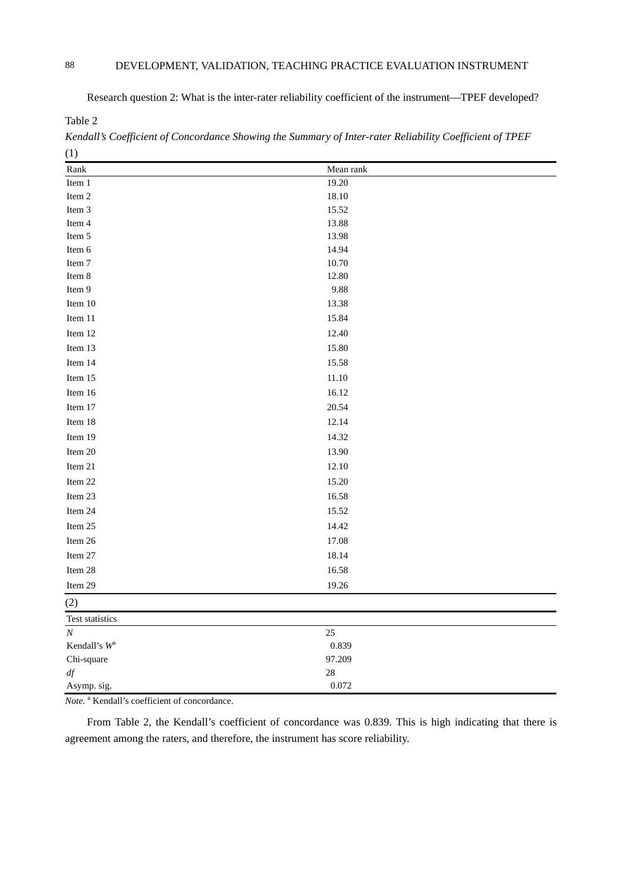Research question 2: What is the inter-rater reliability coefficient of the instrument—TPEF developed?

Table 2

*Kendall's Coefficient of Concordance Showing the Summary of Inter-rater Reliability Coefficient of TPEF*

(1)

| Rank | Mean rank |
|---|---|
| Item 1 | 19.20 |
| Item 2 | 18.10 |
| Item 3 | 15.52 |
| Item 4 | 13.88 |
| Item 5 | 13.98 |
| Item 6 | 14.94 |
| Item 7 | 10.70 |
| Item 8 | 12.80 |
| Item 9 | 9.88 |
| Item 10 | 13.38 |
| Item 11 | 15.84 |
| Item 12 | 12.40 |
| Item 13 | 15.80 |
| Item 14 | 15.58 |
| Item 15 | 11.10 |
| Item 16 | 16.12 |
| Item 17 | 20.54 |
| Item 18 | 12.14 |
| Item 19 | 14.32 |
| Item 20 | 13.90 |
| Item 21 | 12.10 |
| Item 22 | 15.20 |
| Item 23 | 16.58 |
| Item 24 | 15.52 |
| Item 25 | 14.42 |
| Item 26 | 17.08 |
| Item 27 | 18.14 |
| Item 28 | 16.58 |
| Item 29 | 19.26 |

(2)

| Test statistics | |
|---|---|
| $N$ | 25 |
| Kendall's $W$[a] | 0.839 |
| Chi-square | 97.209 |
| $df$ | 28 |
| Asymp. sig. | 0.072 |

*Note.* [a] Kendall's coefficient of concordance.

From Table 2, the Kendall's coefficient of concordance was 0.839. This is high indicating that there is agreement among the raters, and therefore, the instrument has score reliability.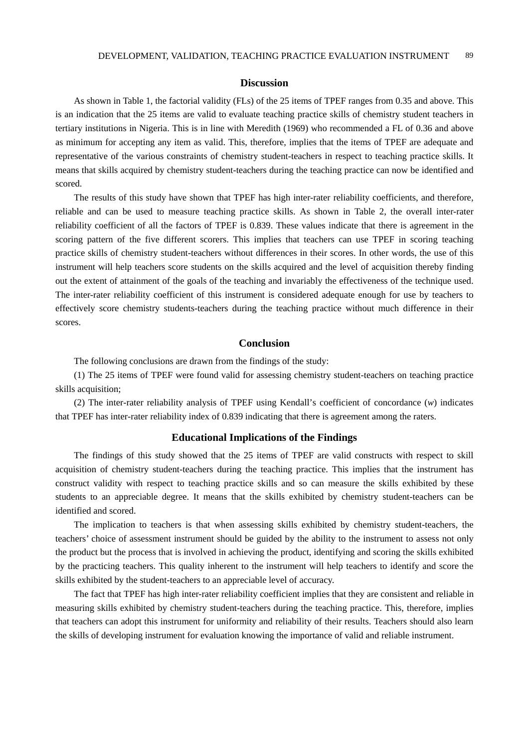## Discussion

As shown in Table 1, the factorial validity (FLs) of the 25 items of TPEF ranges from 0.35 and above. This is an indication that the 25 items are valid to evaluate teaching practice skills of chemistry student teachers in tertiary institutions in Nigeria. This is in line with Meredith (1969) who recommended a FL of 0.36 and above as minimum for accepting any item as valid. This, therefore, implies that the items of TPEF are adequate and representative of the various constraints of chemistry student-teachers in respect to teaching practice skills. It means that skills acquired by chemistry student-teachers during the teaching practice can now be identified and scored.

The results of this study have shown that TPEF has high inter-rater reliability coefficients, and therefore, reliable and can be used to measure teaching practice skills. As shown in Table 2, the overall inter-rater reliability coefficient of all the factors of TPEF is 0.839. These values indicate that there is agreement in the scoring pattern of the five different scorers. This implies that teachers can use TPEF in scoring teaching practice skills of chemistry student-teachers without differences in their scores. In other words, the use of this instrument will help teachers score students on the skills acquired and the level of acquisition thereby finding out the extent of attainment of the goals of the teaching and invariably the effectiveness of the technique used. The inter-rater reliability coefficient of this instrument is considered adequate enough for use by teachers to effectively score chemistry students-teachers during the teaching practice without much difference in their scores.

## Conclusion

The following conclusions are drawn from the findings of the study:

(1) The 25 items of TPEF were found valid for assessing chemistry student-teachers on teaching practice skills acquisition;

(2) The inter-rater reliability analysis of TPEF using Kendall's coefficient of concordance ($w$) indicates that TPEF has inter-rater reliability index of 0.839 indicating that there is agreement among the raters.

## Educational Implications of the Findings

The findings of this study showed that the 25 items of TPEF are valid constructs with respect to skill acquisition of chemistry student-teachers during the teaching practice. This implies that the instrument has construct validity with respect to teaching practice skills and so can measure the skills exhibited by these students to an appreciable degree. It means that the skills exhibited by chemistry student-teachers can be identified and scored.

The implication to teachers is that when assessing skills exhibited by chemistry student-teachers, the teachers' choice of assessment instrument should be guided by the ability to the instrument to assess not only the product but the process that is involved in achieving the product, identifying and scoring the skills exhibited by the practicing teachers. This quality inherent to the instrument will help teachers to identify and score the skills exhibited by the student-teachers to an appreciable level of accuracy.

The fact that TPEF has high inter-rater reliability coefficient implies that they are consistent and reliable in measuring skills exhibited by chemistry student-teachers during the teaching practice. This, therefore, implies that teachers can adopt this instrument for uniformity and reliability of their results. Teachers should also learn the skills of developing instrument for evaluation knowing the importance of valid and reliable instrument.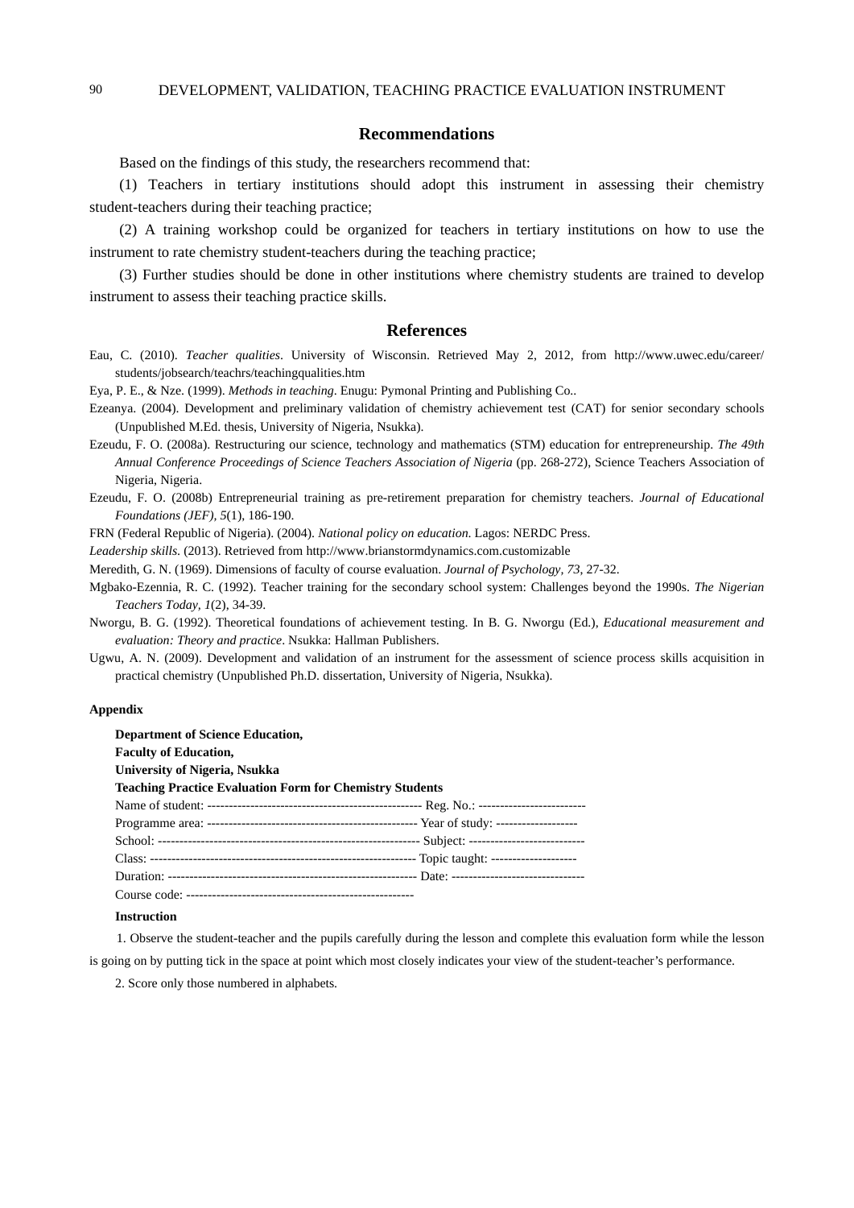## Recommendations

Based on the findings of this study, the researchers recommend that:

(1) Teachers in tertiary institutions should adopt this instrument in assessing their chemistry student-teachers during their teaching practice;

(2) A training workshop could be organized for teachers in tertiary institutions on how to use the instrument to rate chemistry student-teachers during the teaching practice;

(3) Further studies should be done in other institutions where chemistry students are trained to develop instrument to assess their teaching practice skills.

## References

Eau, C. (2010). *Teacher qualities*. University of Wisconsin. Retrieved May 2, 2012, from http://www.uwec.edu/career/students/jobsearch/teachrs/teachingqualities.htm

Eya, P. E., & Nze. (1999). *Methods in teaching*. Enugu: Pymonal Printing and Publishing Co..

Ezeanya. (2004). Development and preliminary validation of chemistry achievement test (CAT) for senior secondary schools (Unpublished M.Ed. thesis, University of Nigeria, Nsukka).

Ezeudu, F. O. (2008a). Restructuring our science, technology and mathematics (STM) education for entrepreneurship. *The 49th Annual Conference Proceedings of Science Teachers Association of Nigeria* (pp. 268-272), Science Teachers Association of Nigeria, Nigeria.

Ezeudu, F. O. (2008b) Entrepreneurial training as pre-retirement preparation for chemistry teachers. *Journal of Educational Foundations (JEF), 5*(1), 186-190.

FRN (Federal Republic of Nigeria). (2004). *National policy on education*. Lagos: NERDC Press.

*Leadership skills*. (2013). Retrieved from http://www.brianstormdynamics.com.customizable

Meredith, G. N. (1969). Dimensions of faculty of course evaluation. *Journal of Psychology, 73*, 27-32.

Mgbako-Ezennia, R. C. (1992). Teacher training for the secondary school system: Challenges beyond the 1990s. *The Nigerian Teachers Today, 1*(2), 34-39.

Nworgu, B. G. (1992). Theoretical foundations of achievement testing. In B. G. Nworgu (Ed.), *Educational measurement and evaluation: Theory and practice*. Nsukka: Hallman Publishers.

Ugwu, A. N. (2009). Development and validation of an instrument for the assessment of science process skills acquisition in practical chemistry (Unpublished Ph.D. dissertation, University of Nigeria, Nsukka).

**Appendix**

**Department of Science Education,**
**Faculty of Education,**
**University of Nigeria, Nsukka**
**Teaching Practice Evaluation Form for Chemistry Students**

Name of student: -------------------------------------------------- Reg. No.: -------------------------
Programme area: ------------------------------------------------- Year of study: -------------------
School: -------------------------------------------------------------- Subject: ---------------------------
Class: --------------------------------------------------------------- Topic taught: --------------------
Duration: ---------------------------------------------------------- Date: -------------------------------
Course code: -----------------------------------------------------

**Instruction**

1. Observe the student-teacher and the pupils carefully during the lesson and complete this evaluation form while the lesson is going on by putting tick in the space at point which most closely indicates your view of the student-teacher's performance.

2. Score only those numbered in alphabets.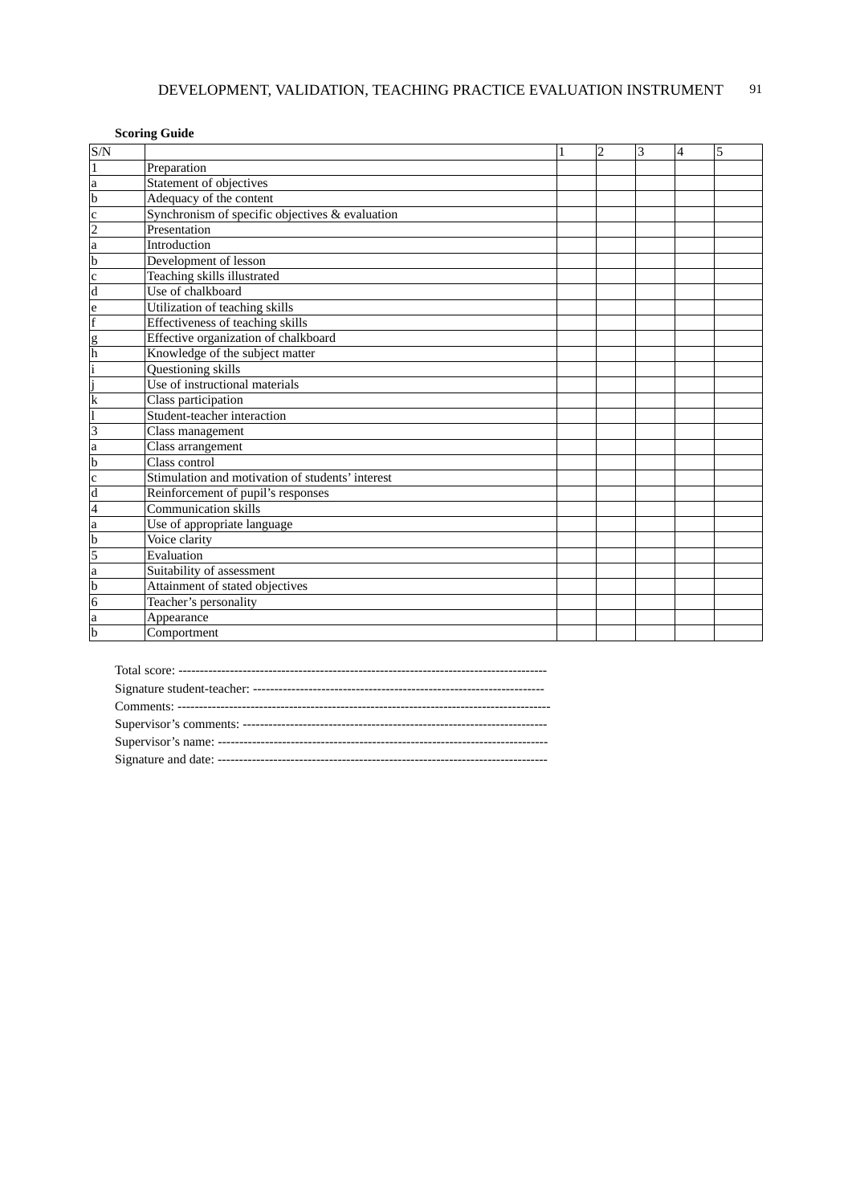**Scoring Guide**

| S/N | | 1 | 2 | 3 | 4 | 5 |
|---|---|---|---|---|---|---|
| 1 | Preparation | | | | | |
| a | Statement of objectives | | | | | |
| b | Adequacy of the content | | | | | |
| c | Synchronism of specific objectives & evaluation | | | | | |
| 2 | Presentation | | | | | |
| a | Introduction | | | | | |
| b | Development of lesson | | | | | |
| c | Teaching skills illustrated | | | | | |
| d | Use of chalkboard | | | | | |
| e | Utilization of teaching skills | | | | | |
| f | Effectiveness of teaching skills | | | | | |
| g | Effective organization of chalkboard | | | | | |
| h | Knowledge of the subject matter | | | | | |
| i | Questioning skills | | | | | |
| j | Use of instructional materials | | | | | |
| k | Class participation | | | | | |
| l | Student-teacher interaction | | | | | |
| 3 | Class management | | | | | |
| a | Class arrangement | | | | | |
| b | Class control | | | | | |
| c | Stimulation and motivation of students' interest | | | | | |
| d | Reinforcement of pupil's responses | | | | | |
| 4 | Communication skills | | | | | |
| a | Use of appropriate language | | | | | |
| b | Voice clarity | | | | | |
| 5 | Evaluation | | | | | |
| a | Suitability of assessment | | | | | |
| b | Attainment of stated objectives | | | | | |
| 6 | Teacher's personality | | | | | |
| a | Appearance | | | | | |
| b | Comportment | | | | | |

Total score: -------------------------------------------------------------------------------------

Signature student-teacher: ---------------------------------------------------------------------

Comments: ----------------------------------------------------------------------------------------

Supervisor's comments: -----------------------------------------------------------------------

Supervisor's name: ----------------------------------------------------------------------------

Signature and date: ----------------------------------------------------------------------------